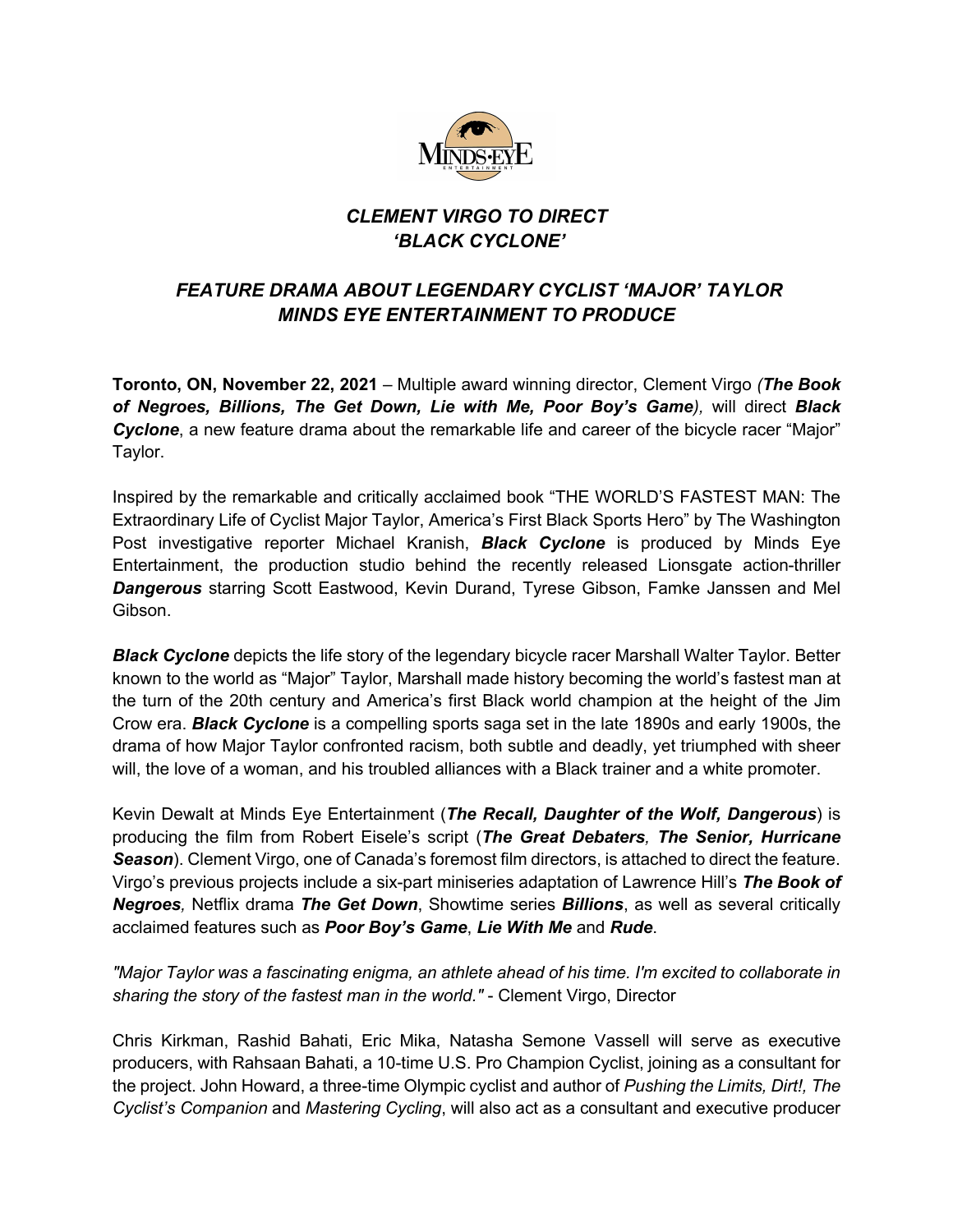# *CLEMENT VIRGO TO DIRECT 'BLACK CYCLONE'*

## *FEATURE DRAMA ABOUT LEGENDARY CYCLIST 'MAJOR' TAYLOR MINDS EYE ENTERTAINMENT TO PRODUCE*

**Toronto, ON, November 22, 2021** – Multiple award winning director, Clement Virgo *(**The Book of Negroes, Billions, The Get Down, Lie with Me, Poor Boy's Game**),* will direct ***Black Cyclone***, a new feature drama about the remarkable life and career of the bicycle racer "Major" Taylor.

Inspired by the remarkable and critically acclaimed book "THE WORLD'S FASTEST MAN: The Extraordinary Life of Cyclist Major Taylor, America's First Black Sports Hero" by The Washington Post investigative reporter Michael Kranish, ***Black Cyclone*** is produced by Minds Eye Entertainment, the production studio behind the recently released Lionsgate action-thriller ***Dangerous*** starring Scott Eastwood, Kevin Durand, Tyrese Gibson, Famke Janssen and Mel Gibson.

***Black Cyclone*** depicts the life story of the legendary bicycle racer Marshall Walter Taylor. Better known to the world as "Major" Taylor, Marshall made history becoming the world's fastest man at the turn of the 20th century and America's first Black world champion at the height of the Jim Crow era. ***Black Cyclone*** is a compelling sports saga set in the late 1890s and early 1900s, the drama of how Major Taylor confronted racism, both subtle and deadly, yet triumphed with sheer will, the love of a woman, and his troubled alliances with a Black trainer and a white promoter.

Kevin Dewalt at Minds Eye Entertainment (***The Recall, Daughter of the Wolf, Dangerous***) is producing the film from Robert Eisele's script (***The Great Debaters**, **The Senior, Hurricane Season***). Clement Virgo, one of Canada's foremost film directors, is attached to direct the feature. Virgo's previous projects include a six-part miniseries adaptation of Lawrence Hill's ***The Book of Negroes**,* Netflix drama ***The Get Down***, Showtime series ***Billions***, as well as several critically acclaimed features such as ***Poor Boy's Game***, ***Lie With Me*** and ***Rude***.

*"Major Taylor was a fascinating enigma, an athlete ahead of his time. I'm excited to collaborate in sharing the story of the fastest man in the world."* - Clement Virgo, Director

Chris Kirkman, Rashid Bahati, Eric Mika, Natasha Semone Vassell will serve as executive producers, with Rahsaan Bahati, a 10-time U.S. Pro Champion Cyclist, joining as a consultant for the project. John Howard, a three-time Olympic cyclist and author of *Pushing the Limits, Dirt!, The Cyclist's Companion* and *Mastering Cycling*, will also act as a consultant and executive producer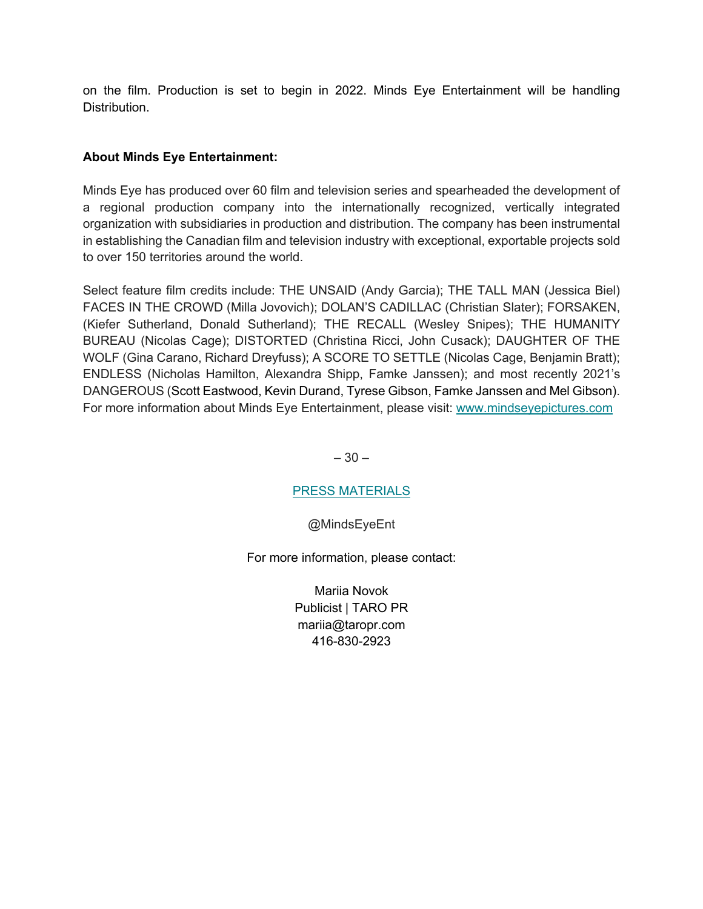on the film. Production is set to begin in 2022. Minds Eye Entertainment will be handling Distribution.

**About Minds Eye Entertainment:**

Minds Eye has produced over 60 film and television series and spearheaded the development of a regional production company into the internationally recognized, vertically integrated organization with subsidiaries in production and distribution. The company has been instrumental in establishing the Canadian film and television industry with exceptional, exportable projects sold to over 150 territories around the world.

Select feature film credits include: THE UNSAID (Andy Garcia); THE TALL MAN (Jessica Biel) FACES IN THE CROWD (Milla Jovovich); DOLAN'S CADILLAC (Christian Slater); FORSAKEN, (Kiefer Sutherland, Donald Sutherland); THE RECALL (Wesley Snipes); THE HUMANITY BUREAU (Nicolas Cage); DISTORTED (Christina Ricci, John Cusack); DAUGHTER OF THE WOLF (Gina Carano, Richard Dreyfuss); A SCORE TO SETTLE (Nicolas Cage, Benjamin Bratt); ENDLESS (Nicholas Hamilton, Alexandra Shipp, Famke Janssen); and most recently 2021's DANGEROUS (Scott Eastwood, Kevin Durand, Tyrese Gibson, Famke Janssen and Mel Gibson). For more information about Minds Eye Entertainment, please visit: [www.mindseyepictures.com](http://www.mindseyepictures.com)

– 30 –

[PRESS MATERIALS]()

@MindsEyeEnt

For more information, please contact:

Mariia Novok
Publicist | TARO PR
mariia@taropr.com
416-830-2923